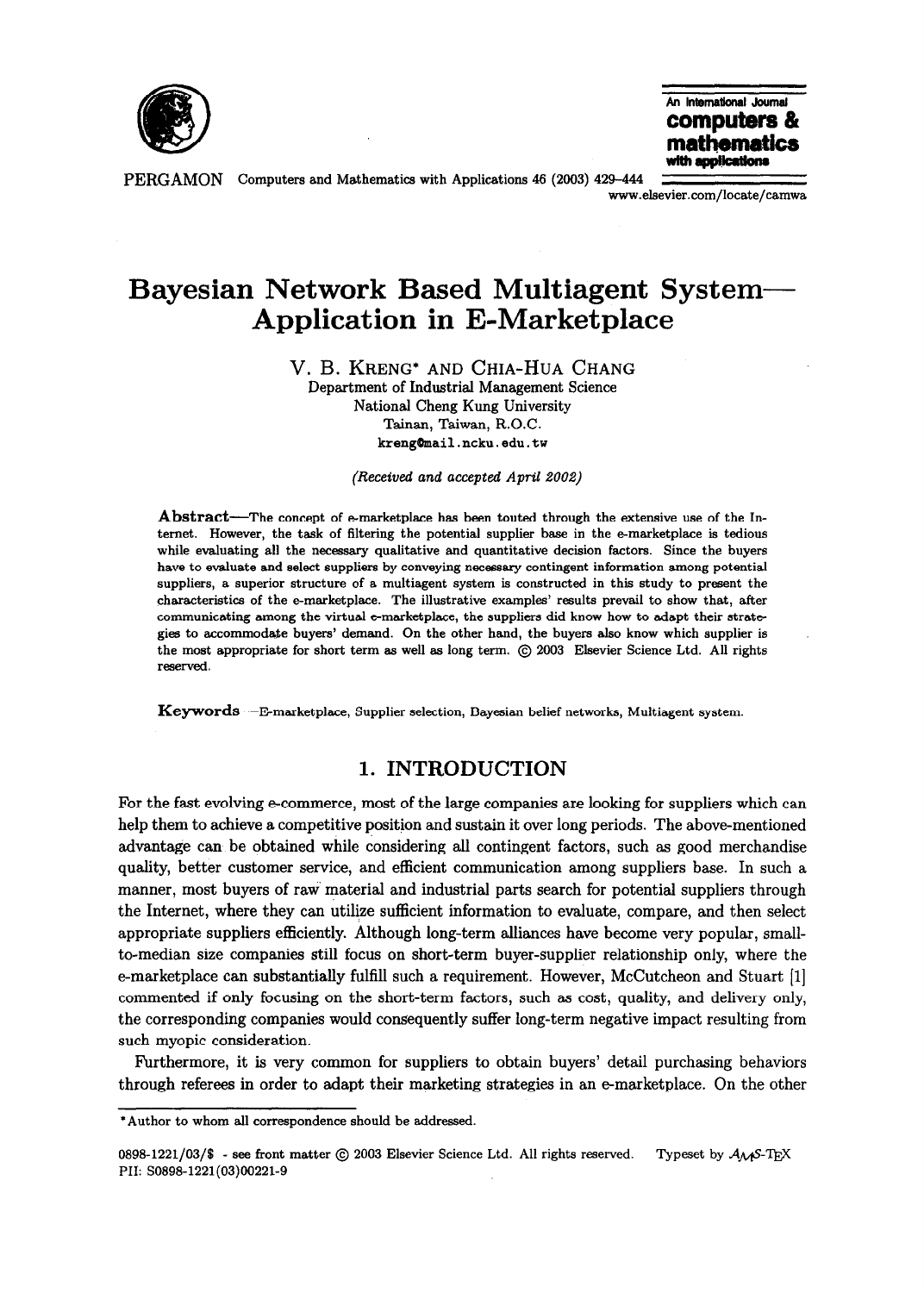# Bayesian Network Based Multiagent System—Application in E-Marketplace

V. B. KRENG* AND CHIA-HUA CHANG
Department of Industrial Management Science
National Cheng Kung University
Tainan, Taiwan, R.O.C.
kreng@mail.ncku.edu.tw

*(Received and accepted April 2002)*

**Abstract**—The concept of e-marketplace has been touted through the extensive use of the Internet. However, the task of filtering the potential supplier base in the e-marketplace is tedious while evaluating all the necessary qualitative and quantitative decision factors. Since the buyers have to evaluate and select suppliers by conveying necessary contingent information among potential suppliers, a superior structure of a multiagent system is constructed in this study to present the characteristics of the e-marketplace. The illustrative examples' results prevail to show that, after communicating among the virtual e-marketplace, the suppliers did know how to adapt their strategies to accommodate buyers' demand. On the other hand, the buyers also know which supplier is the most appropriate for short term as well as long term. © 2003 Elsevier Science Ltd. All rights reserved.

**Keywords**—E-marketplace, Supplier selection, Bayesian belief networks, Multiagent system.

## 1. INTRODUCTION

For the fast evolving e-commerce, most of the large companies are looking for suppliers which can help them to achieve a competitive position and sustain it over long periods. The above-mentioned advantage can be obtained while considering all contingent factors, such as good merchandise quality, better customer service, and efficient communication among suppliers base. In such a manner, most buyers of raw material and industrial parts search for potential suppliers through the Internet, where they can utilize sufficient information to evaluate, compare, and then select appropriate suppliers efficiently. Although long-term alliances have become very popular, small-to-median size companies still focus on short-term buyer-supplier relationship only, where the e-marketplace can substantially fulfill such a requirement. However, McCutcheon and Stuart [1] commented if only focusing on the short-term factors, such as cost, quality, and delivery only, the corresponding companies would consequently suffer long-term negative impact resulting from such myopic consideration.

Furthermore, it is very common for suppliers to obtain buyers' detail purchasing behaviors through referees in order to adapt their marketing strategies in an e-marketplace. On the other

---

*Author to whom all correspondence should be addressed.

0898-1221/03/$ - see front matter © 2003 Elsevier Science Ltd. All rights reserved. Typeset by $\mathcal{A}_{\mathcal{M}}\mathcal{S}$-TEX
PII: S0898-1221(03)00221-9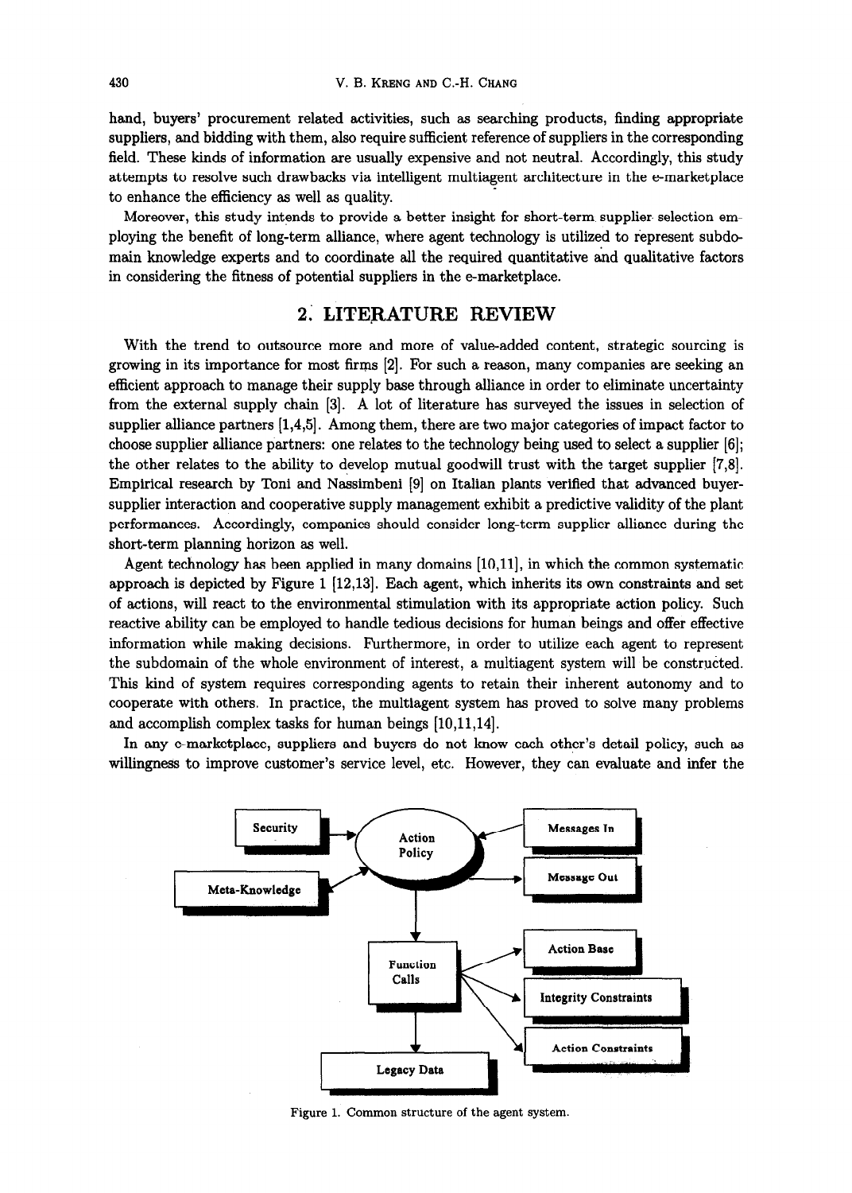hand, buyers' procurement related activities, such as searching products, finding appropriate suppliers, and bidding with them, also require sufficient reference of suppliers in the corresponding field. These kinds of information are usually expensive and not neutral. Accordingly, this study attempts to resolve such drawbacks via intelligent multiagent architecture in the e-marketplace to enhance the efficiency as well as quality.

Moreover, this study intends to provide a better insight for short-term supplier selection employing the benefit of long-term alliance, where agent technology is utilized to represent subdomain knowledge experts and to coordinate all the required quantitative and qualitative factors in considering the fitness of potential suppliers in the e-marketplace.

## 2. LITERATURE REVIEW

With the trend to outsource more and more of value-added content, strategic sourcing is growing in its importance for most firms [2]. For such a reason, many companies are seeking an efficient approach to manage their supply base through alliance in order to eliminate uncertainty from the external supply chain [3]. A lot of literature has surveyed the issues in selection of supplier alliance partners [1,4,5]. Among them, there are two major categories of impact factor to choose supplier alliance partners: one relates to the technology being used to select a supplier [6]; the other relates to the ability to develop mutual goodwill trust with the target supplier [7,8]. Empirical research by Toni and Nassimbeni [9] on Italian plants verified that advanced buyer-supplier interaction and cooperative supply management exhibit a predictive validity of the plant performances. Accordingly, companies should consider long-term supplier alliance during the short-term planning horizon as well.

Agent technology has been applied in many domains [10,11], in which the common systematic approach is depicted by Figure 1 [12,13]. Each agent, which inherits its own constraints and set of actions, will react to the environmental stimulation with its appropriate action policy. Such reactive ability can be employed to handle tedious decisions for human beings and offer effective information while making decisions. Furthermore, in order to utilize each agent to represent the subdomain of the whole environment of interest, a multiagent system will be constructed. This kind of system requires corresponding agents to retain their inherent autonomy and to cooperate with others. In practice, the multiagent system has proved to solve many problems and accomplish complex tasks for human beings [10,11,14].

In any e-marketplace, suppliers and buyers do not know each other's detail policy, such as willingness to improve customer's service level, etc. However, they can evaluate and infer the

Security → Action Policy ← Meta-Knowledge; Messages In → Action Policy → Message Out; Action Policy → Function Calls → Action Base, Integrity Constraints, Action Constraints; Function Calls → Legacy Data

Figure 1. Common structure of the agent system.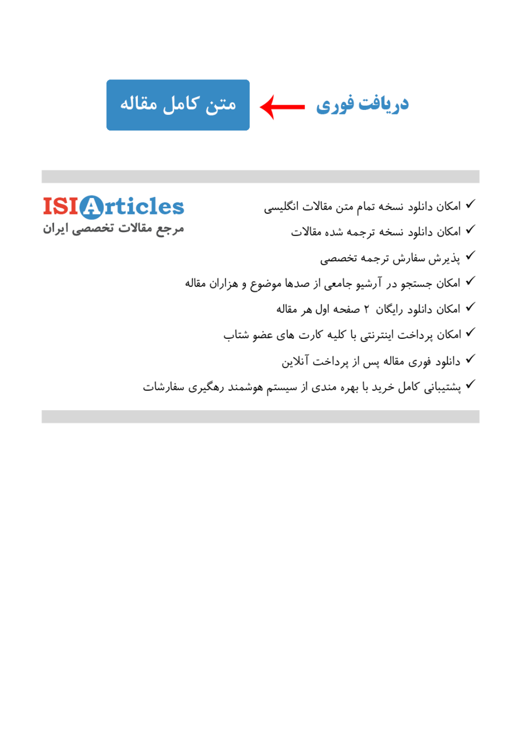دریافت فوری ← متن کامل مقاله

**ISIArticles**
مرجع مقالات تخصصی ایران

- ✓ امکان دانلود نسخه تمام متن مقالات انگلیسی
- ✓ امکان دانلود نسخه ترجمه شده مقالات
- ✓ پذیرش سفارش ترجمه تخصصی
- ✓ امکان جستجو در آرشیو جامعی از صدها موضوع و هزاران مقاله
- ✓ امکان دانلود رایگان ۲ صفحه اول هر مقاله
- ✓ امکان پرداخت اینترنتی با کلیه کارت های عضو شتاب
- ✓ دانلود فوری مقاله پس از پرداخت آنلاین
- ✓ پشتیبانی کامل خرید با بهره مندی از سیستم هوشمند رهگیری سفارشات